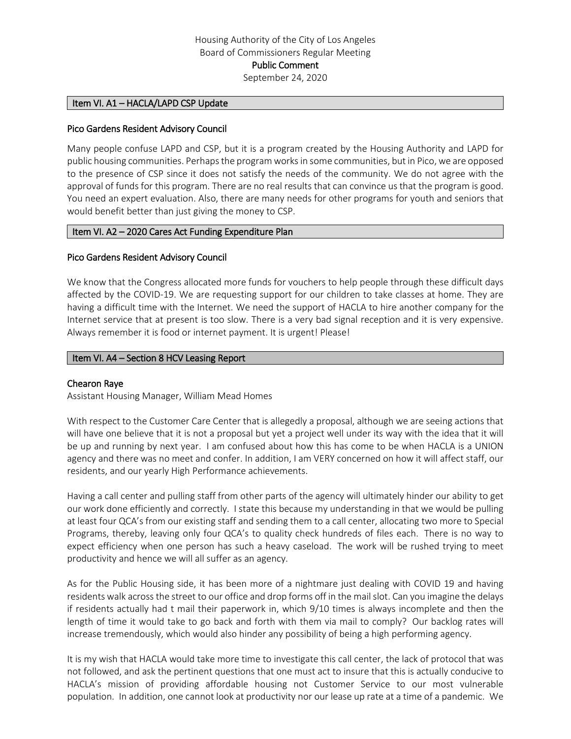Housing Authority of the City of Los Angeles
Board of Commissioners Regular Meeting
**Public Comment**
September 24, 2020

## Item VI. A1 – HACLA/LAPD CSP Update

### Pico Gardens Resident Advisory Council

Many people confuse LAPD and CSP, but it is a program created by the Housing Authority and LAPD for public housing communities. Perhaps the program works in some communities, but in Pico, we are opposed to the presence of CSP since it does not satisfy the needs of the community. We do not agree with the approval of funds for this program. There are no real results that can convince us that the program is good. You need an expert evaluation. Also, there are many needs for other programs for youth and seniors that would benefit better than just giving the money to CSP.

## Item VI. A2 – 2020 Cares Act Funding Expenditure Plan

### Pico Gardens Resident Advisory Council

We know that the Congress allocated more funds for vouchers to help people through these difficult days affected by the COVID-19. We are requesting support for our children to take classes at home. They are having a difficult time with the Internet. We need the support of HACLA to hire another company for the Internet service that at present is too slow. There is a very bad signal reception and it is very expensive. Always remember it is food or internet payment. It is urgent! Please!

## Item VI. A4 – Section 8 HCV Leasing Report

### Chearon Raye

Assistant Housing Manager, William Mead Homes

With respect to the Customer Care Center that is allegedly a proposal, although we are seeing actions that will have one believe that it is not a proposal but yet a project well under its way with the idea that it will be up and running by next year. I am confused about how this has come to be when HACLA is a UNION agency and there was no meet and confer. In addition, I am VERY concerned on how it will affect staff, our residents, and our yearly High Performance achievements.

Having a call center and pulling staff from other parts of the agency will ultimately hinder our ability to get our work done efficiently and correctly. I state this because my understanding in that we would be pulling at least four QCA's from our existing staff and sending them to a call center, allocating two more to Special Programs, thereby, leaving only four QCA's to quality check hundreds of files each. There is no way to expect efficiency when one person has such a heavy caseload. The work will be rushed trying to meet productivity and hence we will all suffer as an agency.

As for the Public Housing side, it has been more of a nightmare just dealing with COVID 19 and having residents walk across the street to our office and drop forms off in the mail slot. Can you imagine the delays if residents actually had t mail their paperwork in, which 9/10 times is always incomplete and then the length of time it would take to go back and forth with them via mail to comply? Our backlog rates will increase tremendously, which would also hinder any possibility of being a high performing agency.

It is my wish that HACLA would take more time to investigate this call center, the lack of protocol that was not followed, and ask the pertinent questions that one must act to insure that this is actually conducive to HACLA's mission of providing affordable housing not Customer Service to our most vulnerable population. In addition, one cannot look at productivity nor our lease up rate at a time of a pandemic. We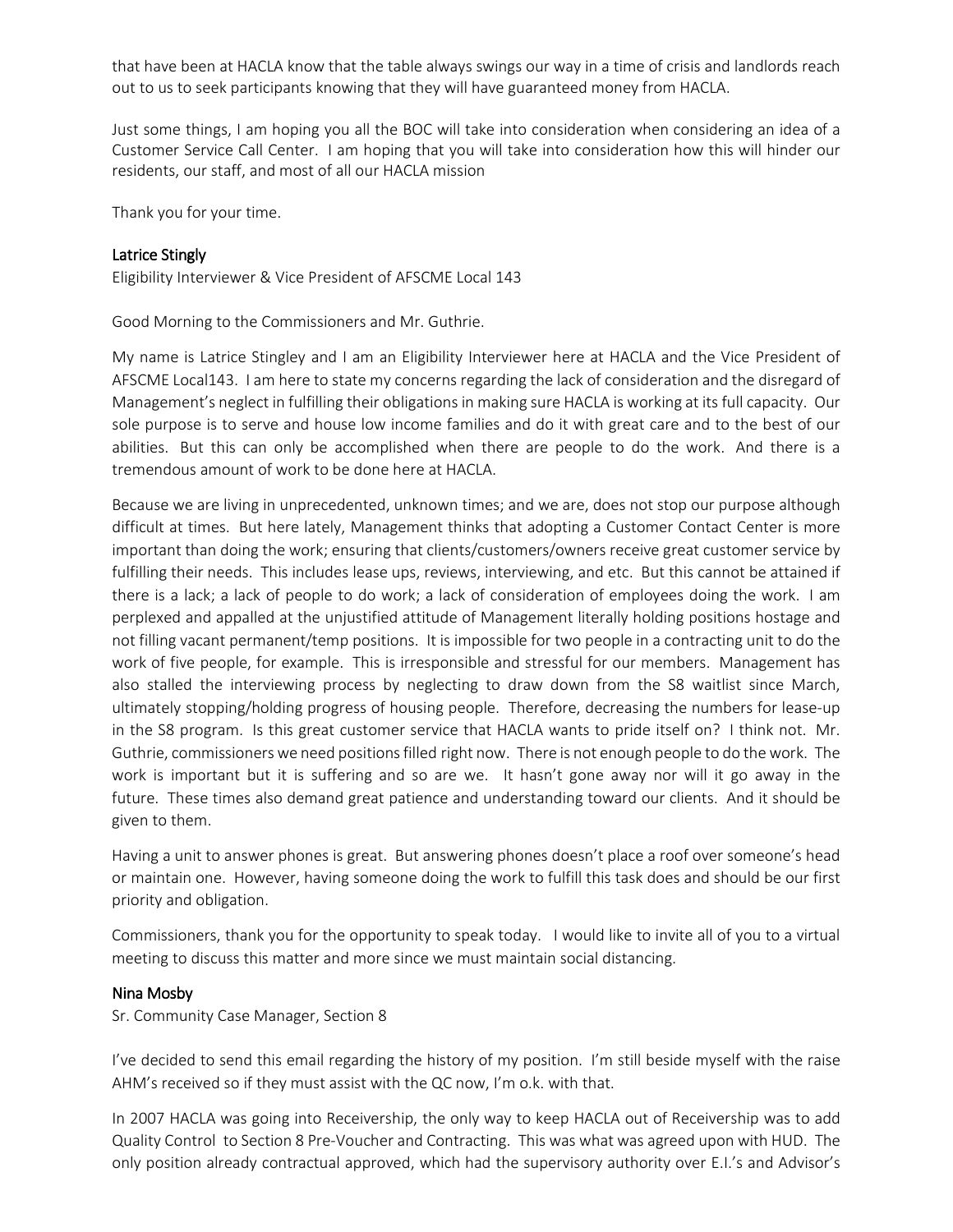that have been at HACLA know that the table always swings our way in a time of crisis and landlords reach out to us to seek participants knowing that they will have guaranteed money from HACLA.

Just some things, I am hoping you all the BOC will take into consideration when considering an idea of a Customer Service Call Center. I am hoping that you will take into consideration how this will hinder our residents, our staff, and most of all our HACLA mission

Thank you for your time.

### Latrice Stingly

Eligibility Interviewer & Vice President of AFSCME Local 143

Good Morning to the Commissioners and Mr. Guthrie.

My name is Latrice Stingley and I am an Eligibility Interviewer here at HACLA and the Vice President of AFSCME Local143. I am here to state my concerns regarding the lack of consideration and the disregard of Management's neglect in fulfilling their obligations in making sure HACLA is working at its full capacity. Our sole purpose is to serve and house low income families and do it with great care and to the best of our abilities. But this can only be accomplished when there are people to do the work. And there is a tremendous amount of work to be done here at HACLA.

Because we are living in unprecedented, unknown times; and we are, does not stop our purpose although difficult at times. But here lately, Management thinks that adopting a Customer Contact Center is more important than doing the work; ensuring that clients/customers/owners receive great customer service by fulfilling their needs. This includes lease ups, reviews, interviewing, and etc. But this cannot be attained if there is a lack; a lack of people to do work; a lack of consideration of employees doing the work. I am perplexed and appalled at the unjustified attitude of Management literally holding positions hostage and not filling vacant permanent/temp positions. It is impossible for two people in a contracting unit to do the work of five people, for example. This is irresponsible and stressful for our members. Management has also stalled the interviewing process by neglecting to draw down from the S8 waitlist since March, ultimately stopping/holding progress of housing people. Therefore, decreasing the numbers for lease-up in the S8 program. Is this great customer service that HACLA wants to pride itself on? I think not. Mr. Guthrie, commissioners we need positions filled right now. There is not enough people to do the work. The work is important but it is suffering and so are we. It hasn't gone away nor will it go away in the future. These times also demand great patience and understanding toward our clients. And it should be given to them.

Having a unit to answer phones is great. But answering phones doesn't place a roof over someone's head or maintain one. However, having someone doing the work to fulfill this task does and should be our first priority and obligation.

Commissioners, thank you for the opportunity to speak today. I would like to invite all of you to a virtual meeting to discuss this matter and more since we must maintain social distancing.

### Nina Mosby

Sr. Community Case Manager, Section 8

I've decided to send this email regarding the history of my position. I'm still beside myself with the raise AHM's received so if they must assist with the QC now, I'm o.k. with that.

In 2007 HACLA was going into Receivership, the only way to keep HACLA out of Receivership was to add Quality Control to Section 8 Pre-Voucher and Contracting. This was what was agreed upon with HUD. The only position already contractual approved, which had the supervisory authority over E.I.'s and Advisor's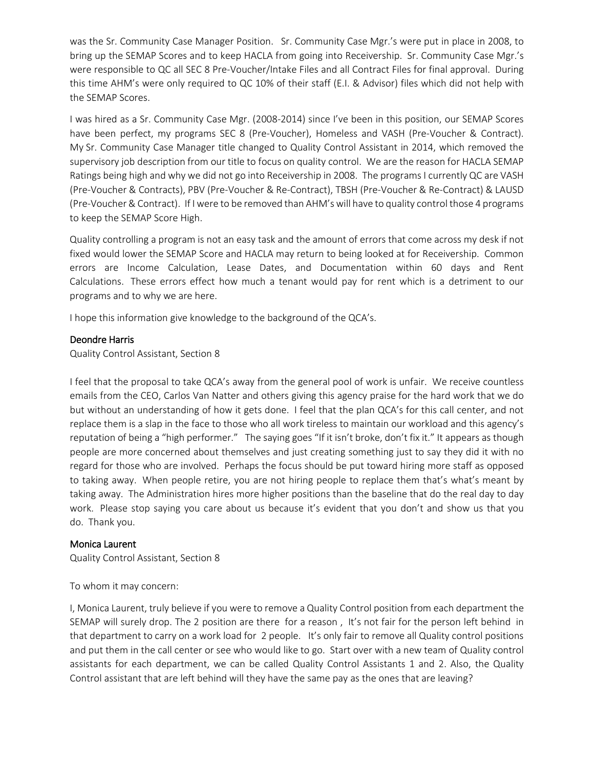was the Sr. Community Case Manager Position. Sr. Community Case Mgr.'s were put in place in 2008, to bring up the SEMAP Scores and to keep HACLA from going into Receivership. Sr. Community Case Mgr.'s were responsible to QC all SEC 8 Pre-Voucher/Intake Files and all Contract Files for final approval. During this time AHM's were only required to QC 10% of their staff (E.I. & Advisor) files which did not help with the SEMAP Scores.

I was hired as a Sr. Community Case Mgr. (2008-2014) since I've been in this position, our SEMAP Scores have been perfect, my programs SEC 8 (Pre-Voucher), Homeless and VASH (Pre-Voucher & Contract). My Sr. Community Case Manager title changed to Quality Control Assistant in 2014, which removed the supervisory job description from our title to focus on quality control. We are the reason for HACLA SEMAP Ratings being high and why we did not go into Receivership in 2008. The programs I currently QC are VASH (Pre-Voucher & Contracts), PBV (Pre-Voucher & Re-Contract), TBSH (Pre-Voucher & Re-Contract) & LAUSD (Pre-Voucher & Contract). If I were to be removed than AHM's will have to quality control those 4 programs to keep the SEMAP Score High.

Quality controlling a program is not an easy task and the amount of errors that come across my desk if not fixed would lower the SEMAP Score and HACLA may return to being looked at for Receivership. Common errors are Income Calculation, Lease Dates, and Documentation within 60 days and Rent Calculations. These errors effect how much a tenant would pay for rent which is a detriment to our programs and to why we are here.

I hope this information give knowledge to the background of the QCA's.

### Deondre Harris

Quality Control Assistant, Section 8

I feel that the proposal to take QCA's away from the general pool of work is unfair. We receive countless emails from the CEO, Carlos Van Natter and others giving this agency praise for the hard work that we do but without an understanding of how it gets done. I feel that the plan QCA's for this call center, and not replace them is a slap in the face to those who all work tirelessly to maintain our workload and this agency's reputation of being a "high performer." The saying goes "If it isn't broke, don't fix it." It appears as though people are more concerned about themselves and just creating something just to say they did it with no regard for those who are involved. Perhaps the focus should be put toward hiring more staff as opposed to taking away. When people retire, you are not hiring people to replace them that's what's meant by taking away. The Administration hires more higher positions than the baseline that do the real day to day work. Please stop saying you care about us because it's evident that you don't and show us that you do. Thank you.

### Monica Laurent

Quality Control Assistant, Section 8

To whom it may concern:

I, Monica Laurent, truly believe if you were to remove a Quality Control position from each department the SEMAP will surely drop. The 2 position are there for a reason , It's not fair for the person left behind in that department to carry on a work load for 2 people. It's only fair to remove all Quality control positions and put them in the call center or see who would like to go. Start over with a new team of Quality control assistants for each department, we can be called Quality Control Assistants 1 and 2. Also, the Quality Control assistant that are left behind will they have the same pay as the ones that are leaving?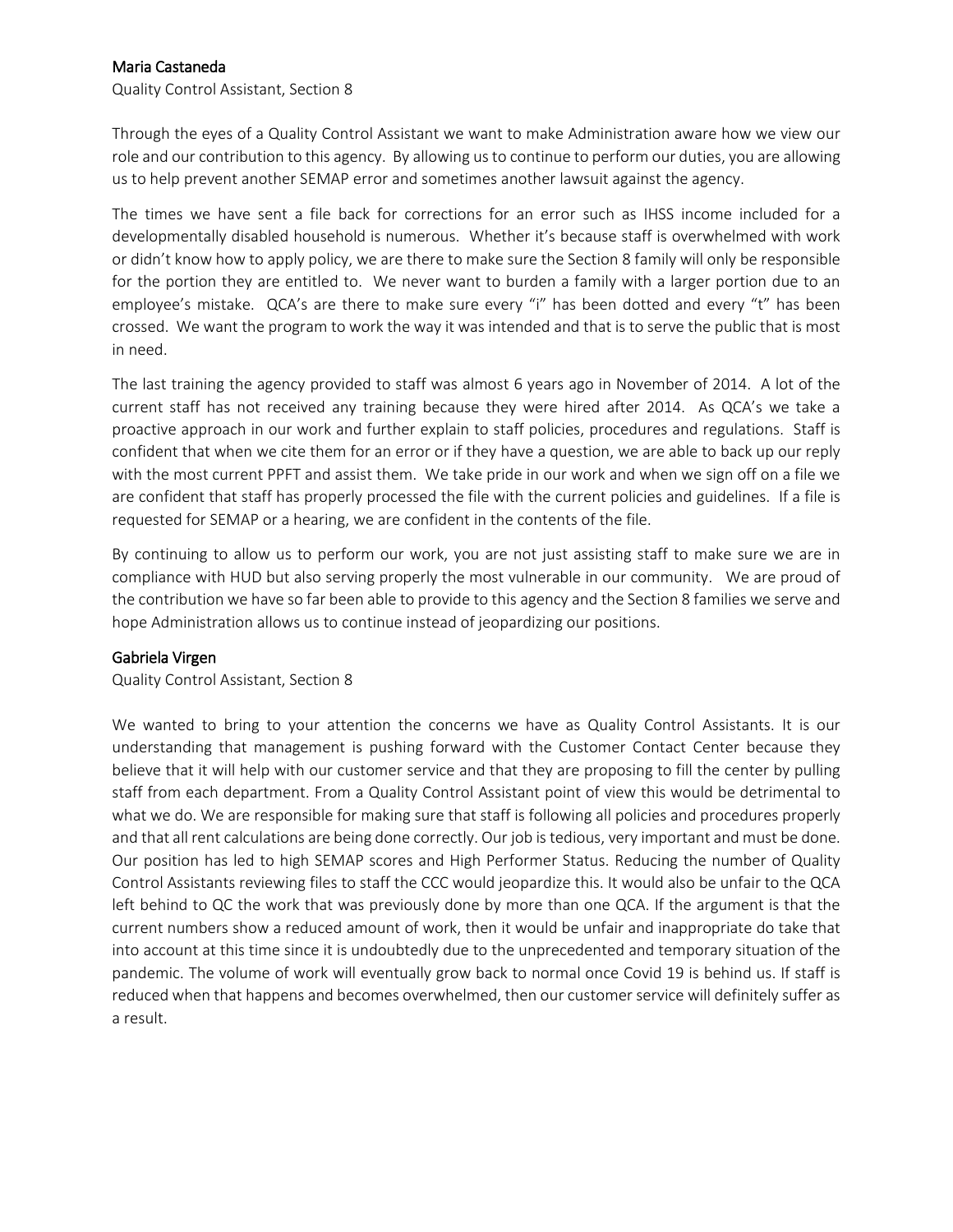### Maria Castaneda

Quality Control Assistant, Section 8

Through the eyes of a Quality Control Assistant we want to make Administration aware how we view our role and our contribution to this agency. By allowing us to continue to perform our duties, you are allowing us to help prevent another SEMAP error and sometimes another lawsuit against the agency.

The times we have sent a file back for corrections for an error such as IHSS income included for a developmentally disabled household is numerous. Whether it's because staff is overwhelmed with work or didn't know how to apply policy, we are there to make sure the Section 8 family will only be responsible for the portion they are entitled to. We never want to burden a family with a larger portion due to an employee's mistake. QCA's are there to make sure every "i" has been dotted and every "t" has been crossed. We want the program to work the way it was intended and that is to serve the public that is most in need.

The last training the agency provided to staff was almost 6 years ago in November of 2014. A lot of the current staff has not received any training because they were hired after 2014. As QCA's we take a proactive approach in our work and further explain to staff policies, procedures and regulations. Staff is confident that when we cite them for an error or if they have a question, we are able to back up our reply with the most current PPFT and assist them. We take pride in our work and when we sign off on a file we are confident that staff has properly processed the file with the current policies and guidelines. If a file is requested for SEMAP or a hearing, we are confident in the contents of the file.

By continuing to allow us to perform our work, you are not just assisting staff to make sure we are in compliance with HUD but also serving properly the most vulnerable in our community. We are proud of the contribution we have so far been able to provide to this agency and the Section 8 families we serve and hope Administration allows us to continue instead of jeopardizing our positions.

### Gabriela Virgen

Quality Control Assistant, Section 8

We wanted to bring to your attention the concerns we have as Quality Control Assistants. It is our understanding that management is pushing forward with the Customer Contact Center because they believe that it will help with our customer service and that they are proposing to fill the center by pulling staff from each department. From a Quality Control Assistant point of view this would be detrimental to what we do. We are responsible for making sure that staff is following all policies and procedures properly and that all rent calculations are being done correctly. Our job is tedious, very important and must be done. Our position has led to high SEMAP scores and High Performer Status. Reducing the number of Quality Control Assistants reviewing files to staff the CCC would jeopardize this. It would also be unfair to the QCA left behind to QC the work that was previously done by more than one QCA. If the argument is that the current numbers show a reduced amount of work, then it would be unfair and inappropriate do take that into account at this time since it is undoubtedly due to the unprecedented and temporary situation of the pandemic. The volume of work will eventually grow back to normal once Covid 19 is behind us. If staff is reduced when that happens and becomes overwhelmed, then our customer service will definitely suffer as a result.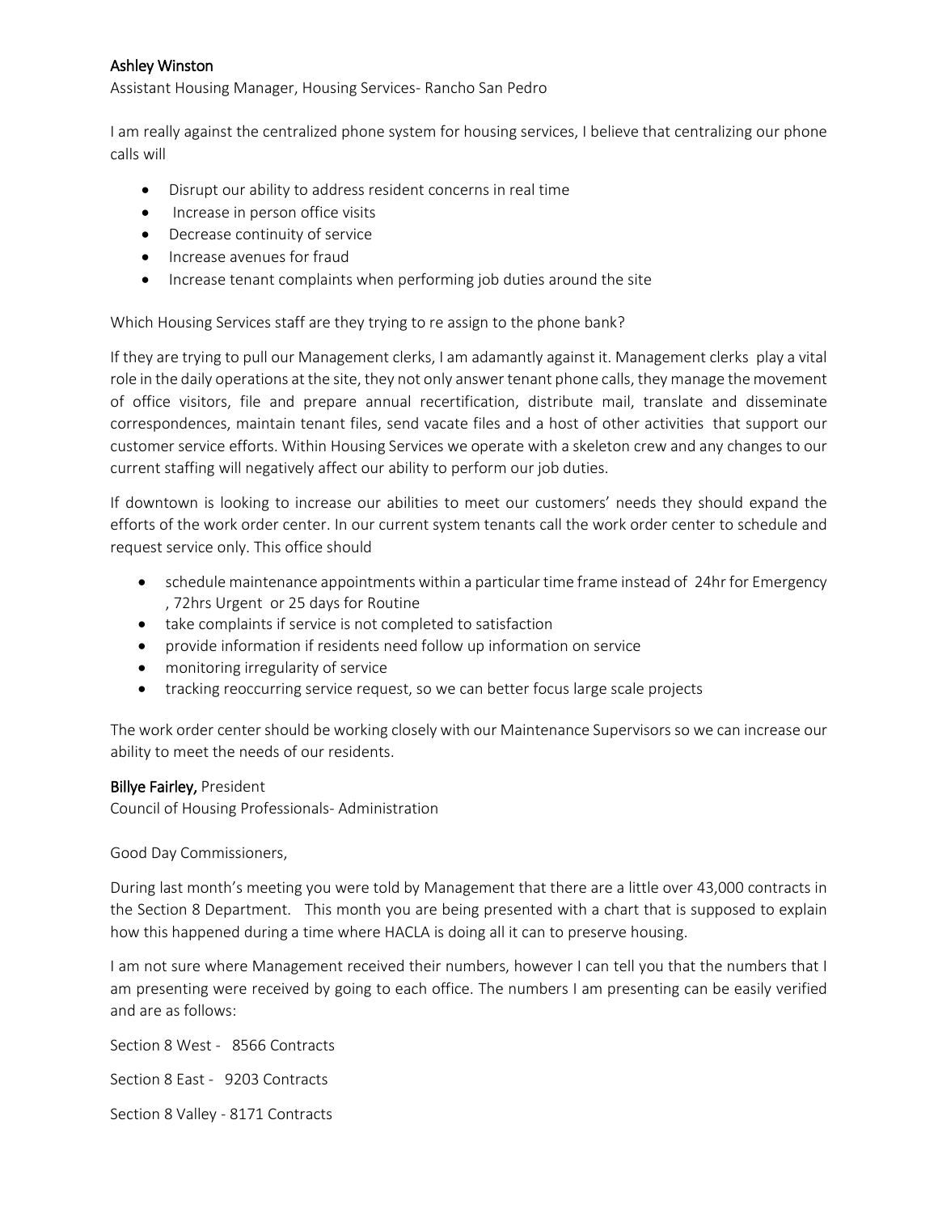**Ashley Winston**
Assistant Housing Manager, Housing Services- Rancho San Pedro

I am really against the centralized phone system for housing services, I believe that centralizing our phone calls will

- Disrupt our ability to address resident concerns in real time
- Increase in person office visits
- Decrease continuity of service
- Increase avenues for fraud
- Increase tenant complaints when performing job duties around the site

Which Housing Services staff are they trying to re assign to the phone bank?

If they are trying to pull our Management clerks, I am adamantly against it. Management clerks play a vital role in the daily operations at the site, they not only answer tenant phone calls, they manage the movement of office visitors, file and prepare annual recertification, distribute mail, translate and disseminate correspondences, maintain tenant files, send vacate files and a host of other activities that support our customer service efforts. Within Housing Services we operate with a skeleton crew and any changes to our current staffing will negatively affect our ability to perform our job duties.

If downtown is looking to increase our abilities to meet our customers' needs they should expand the efforts of the work order center. In our current system tenants call the work order center to schedule and request service only. This office should

- schedule maintenance appointments within a particular time frame instead of 24hr for Emergency , 72hrs Urgent or 25 days for Routine
- take complaints if service is not completed to satisfaction
- provide information if residents need follow up information on service
- monitoring irregularity of service
- tracking reoccurring service request, so we can better focus large scale projects

The work order center should be working closely with our Maintenance Supervisors so we can increase our ability to meet the needs of our residents.

**Billye Fairley,** President
Council of Housing Professionals- Administration

Good Day Commissioners,

During last month's meeting you were told by Management that there are a little over 43,000 contracts in the Section 8 Department. This month you are being presented with a chart that is supposed to explain how this happened during a time where HACLA is doing all it can to preserve housing.

I am not sure where Management received their numbers, however I can tell you that the numbers that I am presenting were received by going to each office. The numbers I am presenting can be easily verified and are as follows:

Section 8 West - 8566 Contracts

Section 8 East - 9203 Contracts

Section 8 Valley - 8171 Contracts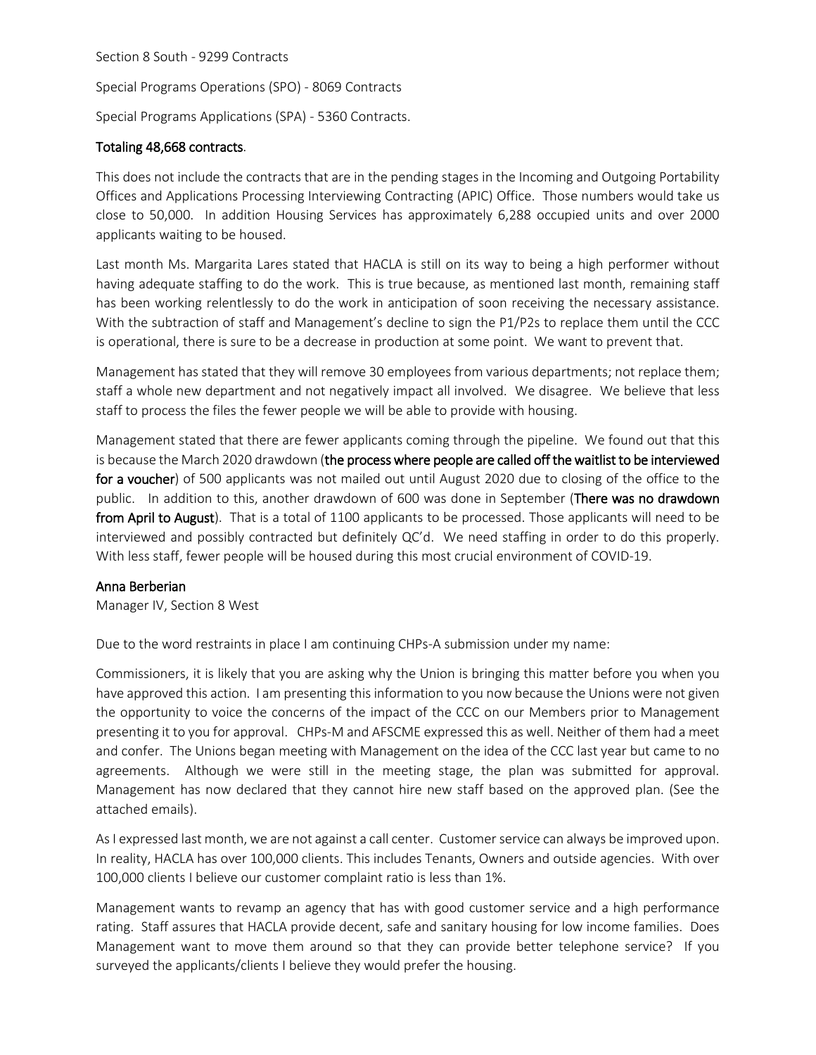Section 8 South - 9299 Contracts

Special Programs Operations (SPO) - 8069 Contracts

Special Programs Applications (SPA) - 5360 Contracts.

Totaling 48,668 contracts.

This does not include the contracts that are in the pending stages in the Incoming and Outgoing Portability Offices and Applications Processing Interviewing Contracting (APIC) Office. Those numbers would take us close to 50,000. In addition Housing Services has approximately 6,288 occupied units and over 2000 applicants waiting to be housed.

Last month Ms. Margarita Lares stated that HACLA is still on its way to being a high performer without having adequate staffing to do the work. This is true because, as mentioned last month, remaining staff has been working relentlessly to do the work in anticipation of soon receiving the necessary assistance. With the subtraction of staff and Management's decline to sign the P1/P2s to replace them until the CCC is operational, there is sure to be a decrease in production at some point. We want to prevent that.

Management has stated that they will remove 30 employees from various departments; not replace them; staff a whole new department and not negatively impact all involved. We disagree. We believe that less staff to process the files the fewer people we will be able to provide with housing.

Management stated that there are fewer applicants coming through the pipeline. We found out that this is because the March 2020 drawdown (**the process where people are called off the waitlist to be interviewed for a voucher**) of 500 applicants was not mailed out until August 2020 due to closing of the office to the public. In addition to this, another drawdown of 600 was done in September (**There was no drawdown from April to August**). That is a total of 1100 applicants to be processed. Those applicants will need to be interviewed and possibly contracted but definitely QC'd. We need staffing in order to do this properly. With less staff, fewer people will be housed during this most crucial environment of COVID-19.

Anna Berberian
Manager IV, Section 8 West

Due to the word restraints in place I am continuing CHPs-A submission under my name:

Commissioners, it is likely that you are asking why the Union is bringing this matter before you when you have approved this action. I am presenting this information to you now because the Unions were not given the opportunity to voice the concerns of the impact of the CCC on our Members prior to Management presenting it to you for approval. CHPs-M and AFSCME expressed this as well. Neither of them had a meet and confer. The Unions began meeting with Management on the idea of the CCC last year but came to no agreements. Although we were still in the meeting stage, the plan was submitted for approval. Management has now declared that they cannot hire new staff based on the approved plan. (See the attached emails).

As I expressed last month, we are not against a call center. Customer service can always be improved upon. In reality, HACLA has over 100,000 clients. This includes Tenants, Owners and outside agencies. With over 100,000 clients I believe our customer complaint ratio is less than 1%.

Management wants to revamp an agency that has with good customer service and a high performance rating. Staff assures that HACLA provide decent, safe and sanitary housing for low income families. Does Management want to move them around so that they can provide better telephone service? If you surveyed the applicants/clients I believe they would prefer the housing.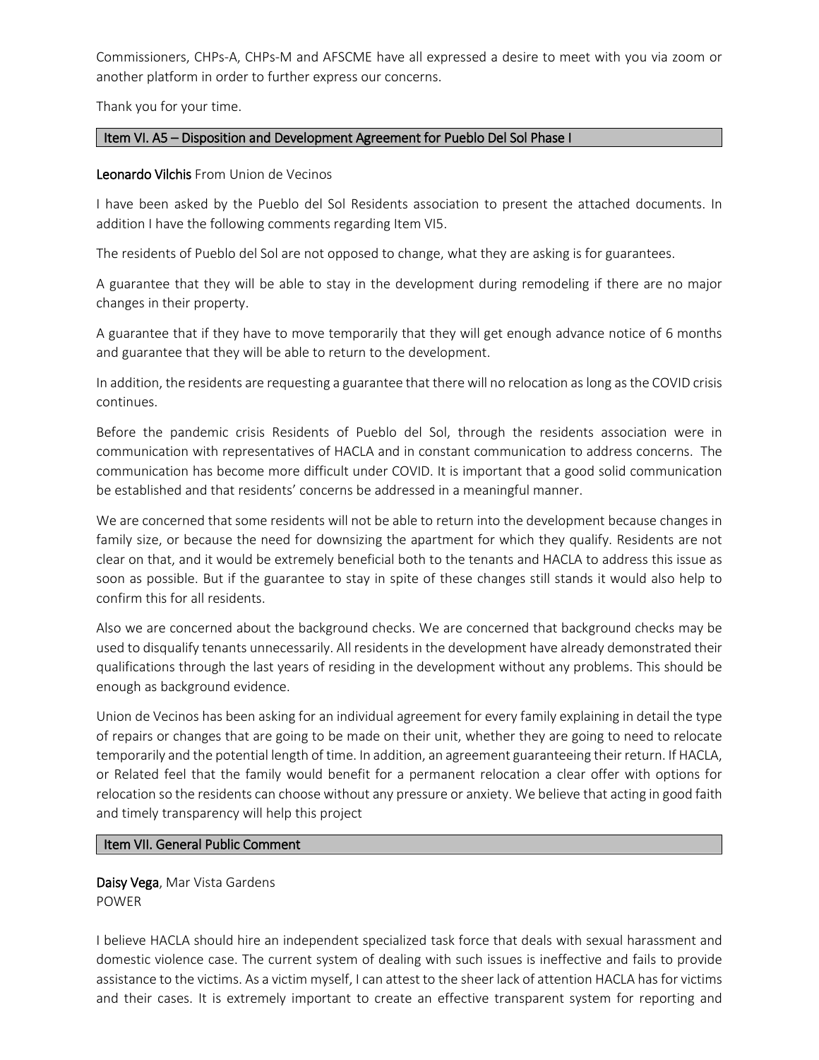Commissioners, CHPs-A, CHPs-M and AFSCME have all expressed a desire to meet with you via zoom or another platform in order to further express our concerns.

Thank you for your time.

## Item VI. A5 – Disposition and Development Agreement for Pueblo Del Sol Phase I

**Leonardo Vilchis** From Union de Vecinos

I have been asked by the Pueblo del Sol Residents association to present the attached documents. In addition I have the following comments regarding Item VI5.

The residents of Pueblo del Sol are not opposed to change, what they are asking is for guarantees.

A guarantee that they will be able to stay in the development during remodeling if there are no major changes in their property.

A guarantee that if they have to move temporarily that they will get enough advance notice of 6 months and guarantee that they will be able to return to the development.

In addition, the residents are requesting a guarantee that there will no relocation as long as the COVID crisis continues.

Before the pandemic crisis Residents of Pueblo del Sol, through the residents association were in communication with representatives of HACLA and in constant communication to address concerns. The communication has become more difficult under COVID. It is important that a good solid communication be established and that residents' concerns be addressed in a meaningful manner.

We are concerned that some residents will not be able to return into the development because changes in family size, or because the need for downsizing the apartment for which they qualify. Residents are not clear on that, and it would be extremely beneficial both to the tenants and HACLA to address this issue as soon as possible. But if the guarantee to stay in spite of these changes still stands it would also help to confirm this for all residents.

Also we are concerned about the background checks. We are concerned that background checks may be used to disqualify tenants unnecessarily. All residents in the development have already demonstrated their qualifications through the last years of residing in the development without any problems. This should be enough as background evidence.

Union de Vecinos has been asking for an individual agreement for every family explaining in detail the type of repairs or changes that are going to be made on their unit, whether they are going to need to relocate temporarily and the potential length of time. In addition, an agreement guaranteeing their return. If HACLA, or Related feel that the family would benefit for a permanent relocation a clear offer with options for relocation so the residents can choose without any pressure or anxiety. We believe that acting in good faith and timely transparency will help this project

## Item VII. General Public Comment

**Daisy Vega**, Mar Vista Gardens
POWER

I believe HACLA should hire an independent specialized task force that deals with sexual harassment and domestic violence case. The current system of dealing with such issues is ineffective and fails to provide assistance to the victims. As a victim myself, I can attest to the sheer lack of attention HACLA has for victims and their cases. It is extremely important to create an effective transparent system for reporting and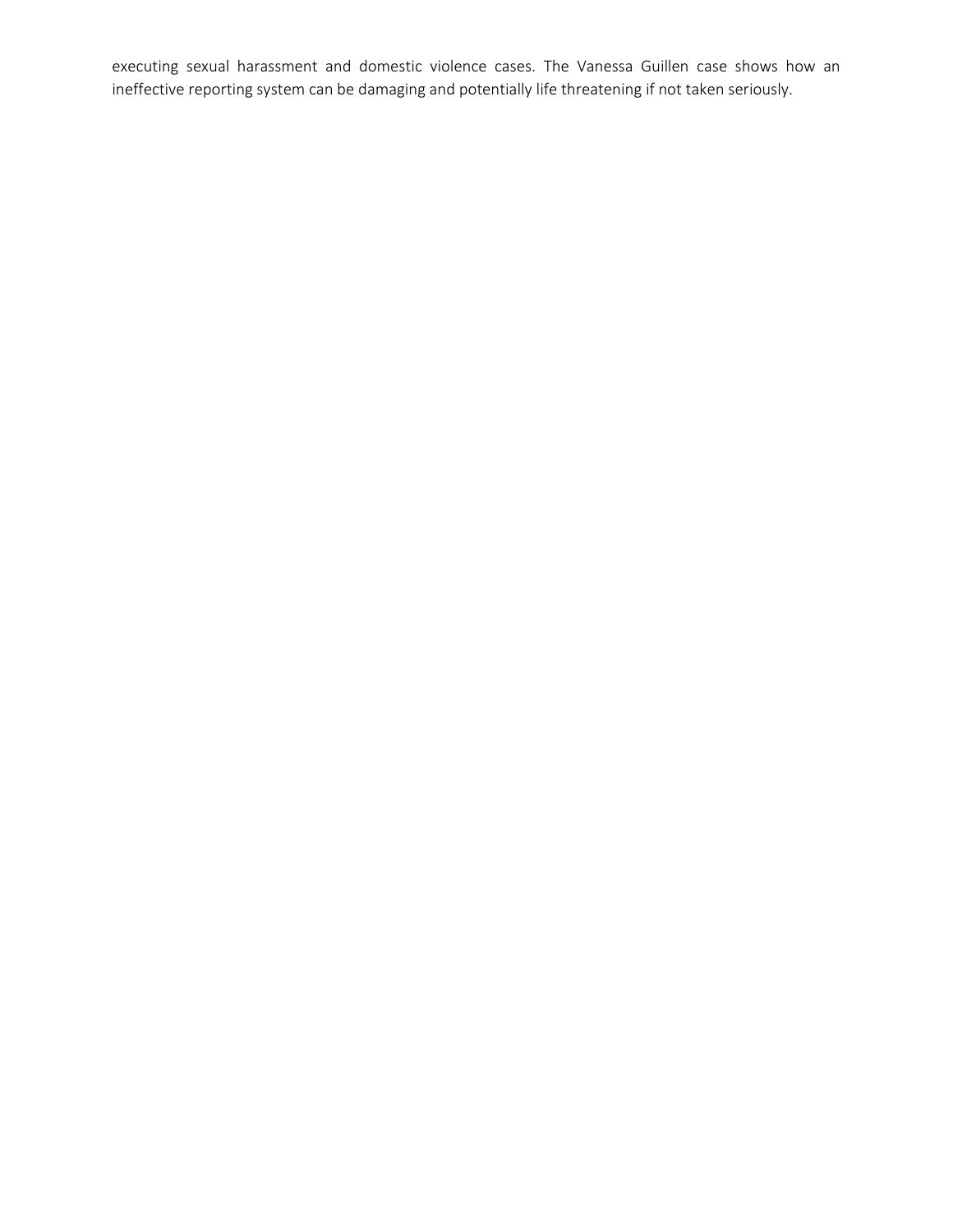executing sexual harassment and domestic violence cases. The Vanessa Guillen case shows how an ineffective reporting system can be damaging and potentially life threatening if not taken seriously.